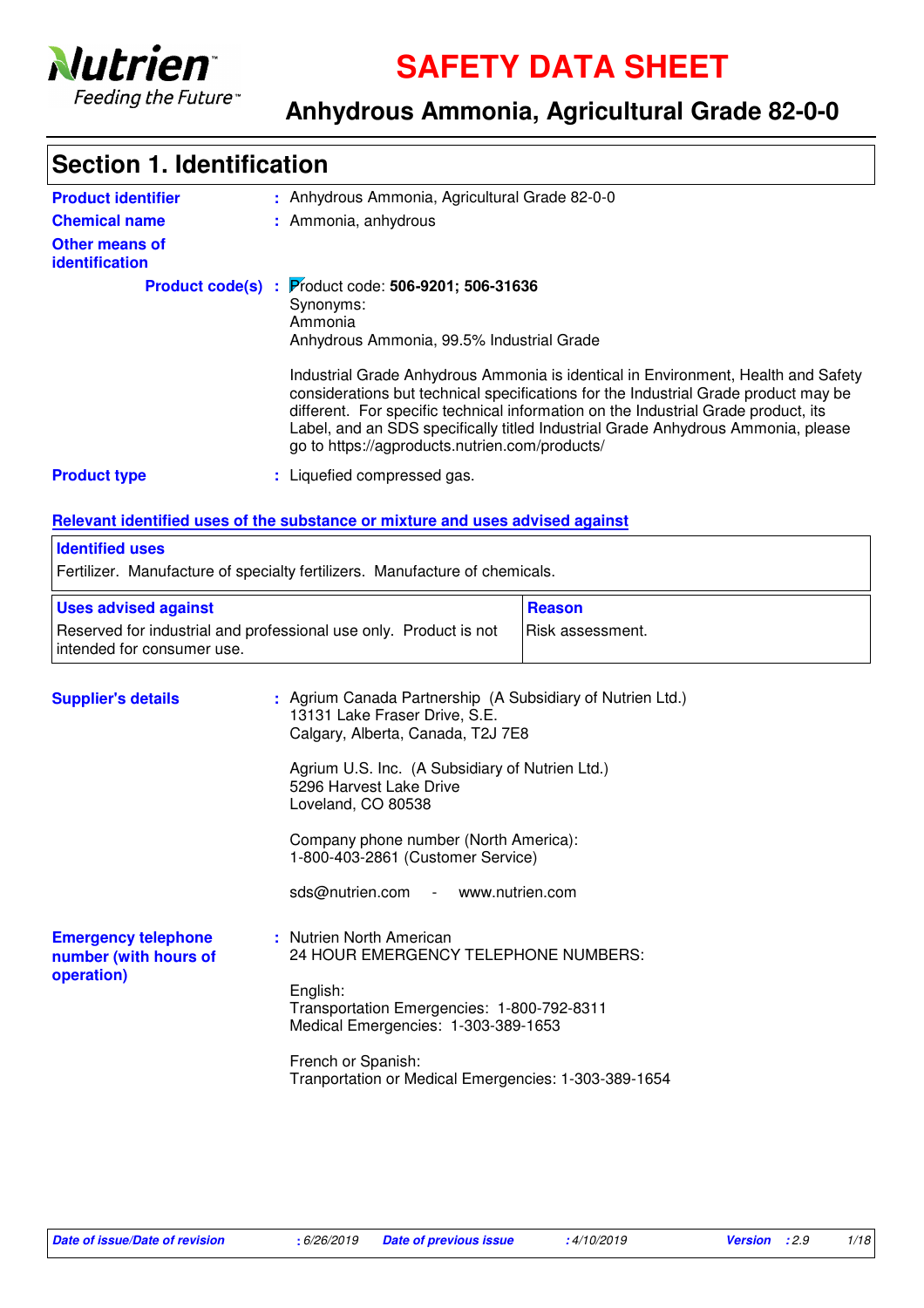# SAFETY DATA SHEET

## Anhydrous Ammonia, Agricultural Grade 82-0-0

## Section 1. Identification

**Product identifier** : Anhydrous Ammonia, Agricultural Grade 82-0-0

**Chemical name** : Ammonia, anhydrous

**Other means of identification**

**Product code(s)** : Product code: **506-9201; 506-31636**

Synonyms:
Ammonia
Anhydrous Ammonia, 99.5% Industrial Grade

Industrial Grade Anhydrous Ammonia is identical in Environment, Health and Safety considerations but technical specifications for the Industrial Grade product may be different. For specific technical information on the Industrial Grade product, its Label, and an SDS specifically titled Industrial Grade Anhydrous Ammonia, please go to https://agproducts.nutrien.com/products/

**Product type** : Liquefied compressed gas.

### Relevant identified uses of the substance or mixture and uses advised against

| Identified uses | |
|---|---|
| Fertilizer. Manufacture of specialty fertilizers. Manufacture of chemicals. | |

| Uses advised against | Reason |
|---|---|
| Reserved for industrial and professional use only. Product is not intended for consumer use. | Risk assessment. |

**Supplier's details** : Agrium Canada Partnership (A Subsidiary of Nutrien Ltd.)
13131 Lake Fraser Drive, S.E.
Calgary, Alberta, Canada, T2J 7E8

Agrium U.S. Inc. (A Subsidiary of Nutrien Ltd.)
5296 Harvest Lake Drive
Loveland, CO 80538

Company phone number (North America):
1-800-403-2861 (Customer Service)

sds@nutrien.com - www.nutrien.com

**Emergency telephone number (with hours of operation)** : Nutrien North American
24 HOUR EMERGENCY TELEPHONE NUMBERS:

English:
Transportation Emergencies: 1-800-792-8311
Medical Emergencies: 1-303-389-1653

French or Spanish:
Tranportation or Medical Emergencies: 1-303-389-1654

*Date of issue/Date of revision* : 6/26/2019 *Date of previous issue* : 4/10/2019 *Version* : 2.9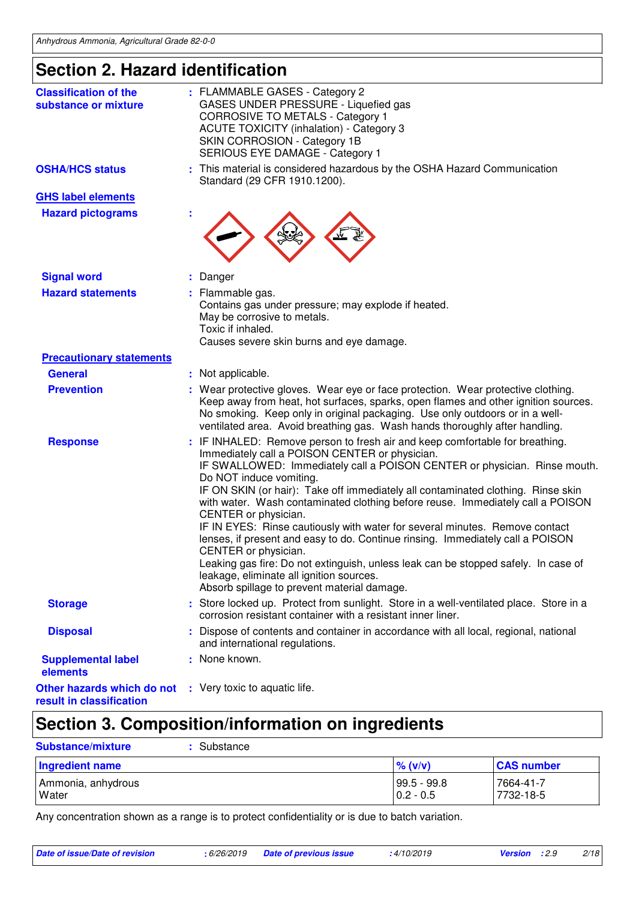## Section 2. Hazard identification

**Classification of the substance or mixture** : FLAMMABLE GASES - Category 2
GASES UNDER PRESSURE - Liquefied gas
CORROSIVE TO METALS - Category 1
ACUTE TOXICITY (inhalation) - Category 3
SKIN CORROSION - Category 1B
SERIOUS EYE DAMAGE - Category 1

**OSHA/HCS status** : This material is considered hazardous by the OSHA Hazard Communication Standard (29 CFR 1910.1200).

**GHS label elements**

**Hazard pictograms** :

**Signal word** : Danger

**Hazard statements** : Flammable gas.
Contains gas under pressure; may explode if heated.
May be corrosive to metals.
Toxic if inhaled.
Causes severe skin burns and eye damage.

**Precautionary statements**

**General** : Not applicable.

**Prevention** : Wear protective gloves. Wear eye or face protection. Wear protective clothing. Keep away from heat, hot surfaces, sparks, open flames and other ignition sources. No smoking. Keep only in original packaging. Use only outdoors or in a well-ventilated area. Avoid breathing gas. Wash hands thoroughly after handling.

**Response** : IF INHALED: Remove person to fresh air and keep comfortable for breathing. Immediately call a POISON CENTER or physician.
IF SWALLOWED: Immediately call a POISON CENTER or physician. Rinse mouth. Do NOT induce vomiting.
IF ON SKIN (or hair): Take off immediately all contaminated clothing. Rinse skin with water. Wash contaminated clothing before reuse. Immediately call a POISON CENTER or physician.
IF IN EYES: Rinse cautiously with water for several minutes. Remove contact lenses, if present and easy to do. Continue rinsing. Immediately call a POISON CENTER or physician.
Leaking gas fire: Do not extinguish, unless leak can be stopped safely. In case of leakage, eliminate all ignition sources.
Absorb spillage to prevent material damage.

**Storage** : Store locked up. Protect from sunlight. Store in a well-ventilated place. Store in a corrosion resistant container with a resistant inner liner.

**Disposal** : Dispose of contents and container in accordance with all local, regional, national and international regulations.

**Supplemental label elements** : None known.

**Other hazards which do not result in classification** : Very toxic to aquatic life.

## Section 3. Composition/information on ingredients

**Substance/mixture** : Substance

| Ingredient name | % (v/v) | CAS number |
|---|---|---|
| Ammonia, anhydrous | 99.5 - 99.8 | 7664-41-7 |
| Water | 0.2 - 0.5 | 7732-18-5 |

Any concentration shown as a range is to protect confidentiality or is due to batch variation.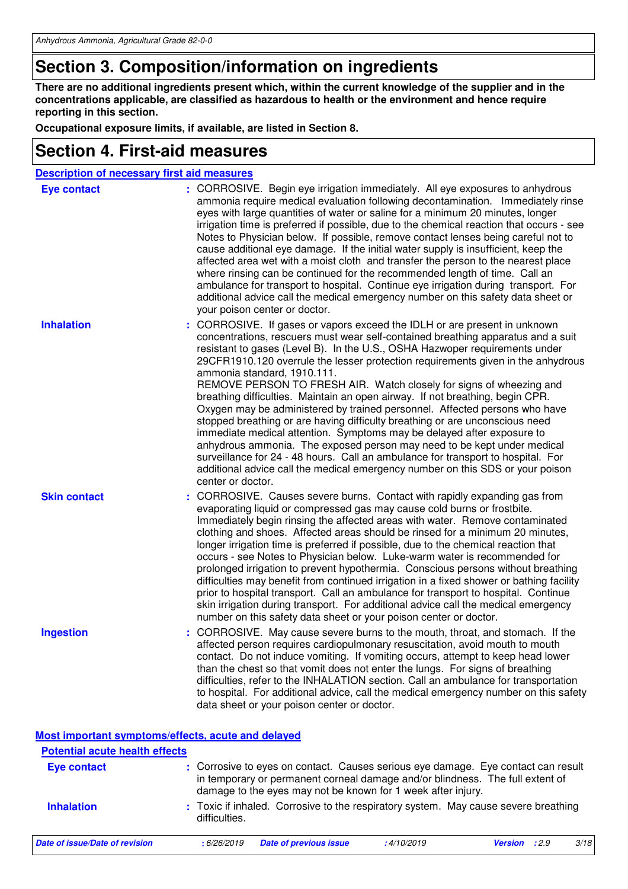# Section 3. Composition/information on ingredients

**There are no additional ingredients present which, within the current knowledge of the supplier and in the concentrations applicable, are classified as hazardous to health or the environment and hence require reporting in this section.**

**Occupational exposure limits, if available, are listed in Section 8.**

# Section 4. First-aid measures

## Description of necessary first aid measures

**Eye contact** : CORROSIVE. Begin eye irrigation immediately. All eye exposures to anhydrous ammonia require medical evaluation following decontamination. Immediately rinse eyes with large quantities of water or saline for a minimum 20 minutes, longer irrigation time is preferred if possible, due to the chemical reaction that occurs - see Notes to Physician below. If possible, remove contact lenses being careful not to cause additional eye damage. If the initial water supply is insufficient, keep the affected area wet with a moist cloth and transfer the person to the nearest place where rinsing can be continued for the recommended length of time. Call an ambulance for transport to hospital. Continue eye irrigation during transport. For additional advice call the medical emergency number on this safety data sheet or your poison center or doctor.

**Inhalation** : CORROSIVE. If gases or vapors exceed the IDLH or are present in unknown concentrations, rescuers must wear self-contained breathing apparatus and a suit resistant to gases (Level B). In the U.S., OSHA Hazwoper requirements under 29CFR1910.120 overrule the lesser protection requirements given in the anhydrous ammonia standard, 1910.111.
REMOVE PERSON TO FRESH AIR. Watch closely for signs of wheezing and breathing difficulties. Maintain an open airway. If not breathing, begin CPR. Oxygen may be administered by trained personnel. Affected persons who have stopped breathing or are having difficulty breathing or are unconscious need immediate medical attention. Symptoms may be delayed after exposure to anhydrous ammonia. The exposed person may need to be kept under medical surveillance for 24 - 48 hours. Call an ambulance for transport to hospital. For additional advice call the medical emergency number on this SDS or your poison center or doctor.

**Skin contact** : CORROSIVE. Causes severe burns. Contact with rapidly expanding gas from evaporating liquid or compressed gas may cause cold burns or frostbite. Immediately begin rinsing the affected areas with water. Remove contaminated clothing and shoes. Affected areas should be rinsed for a minimum 20 minutes, longer irrigation time is preferred if possible, due to the chemical reaction that occurs - see Notes to Physician below. Luke-warm water is recommended for prolonged irrigation to prevent hypothermia. Conscious persons without breathing difficulties may benefit from continued irrigation in a fixed shower or bathing facility prior to hospital transport. Call an ambulance for transport to hospital. Continue skin irrigation during transport. For additional advice call the medical emergency number on this safety data sheet or your poison center or doctor.

**Ingestion** : CORROSIVE. May cause severe burns to the mouth, throat, and stomach. If the affected person requires cardiopulmonary resuscitation, avoid mouth to mouth contact. Do not induce vomiting. If vomiting occurs, attempt to keep head lower than the chest so that vomit does not enter the lungs. For signs of breathing difficulties, refer to the INHALATION section. Call an ambulance for transportation to hospital. For additional advice, call the medical emergency number on this safety data sheet or your poison center or doctor.

## Most important symptoms/effects, acute and delayed

### Potential acute health effects

**Eye contact** : Corrosive to eyes on contact. Causes serious eye damage. Eye contact can result in temporary or permanent corneal damage and/or blindness. The full extent of damage to the eyes may not be known for 1 week after injury.

**Inhalation** : Toxic if inhaled. Corrosive to the respiratory system. May cause severe breathing difficulties.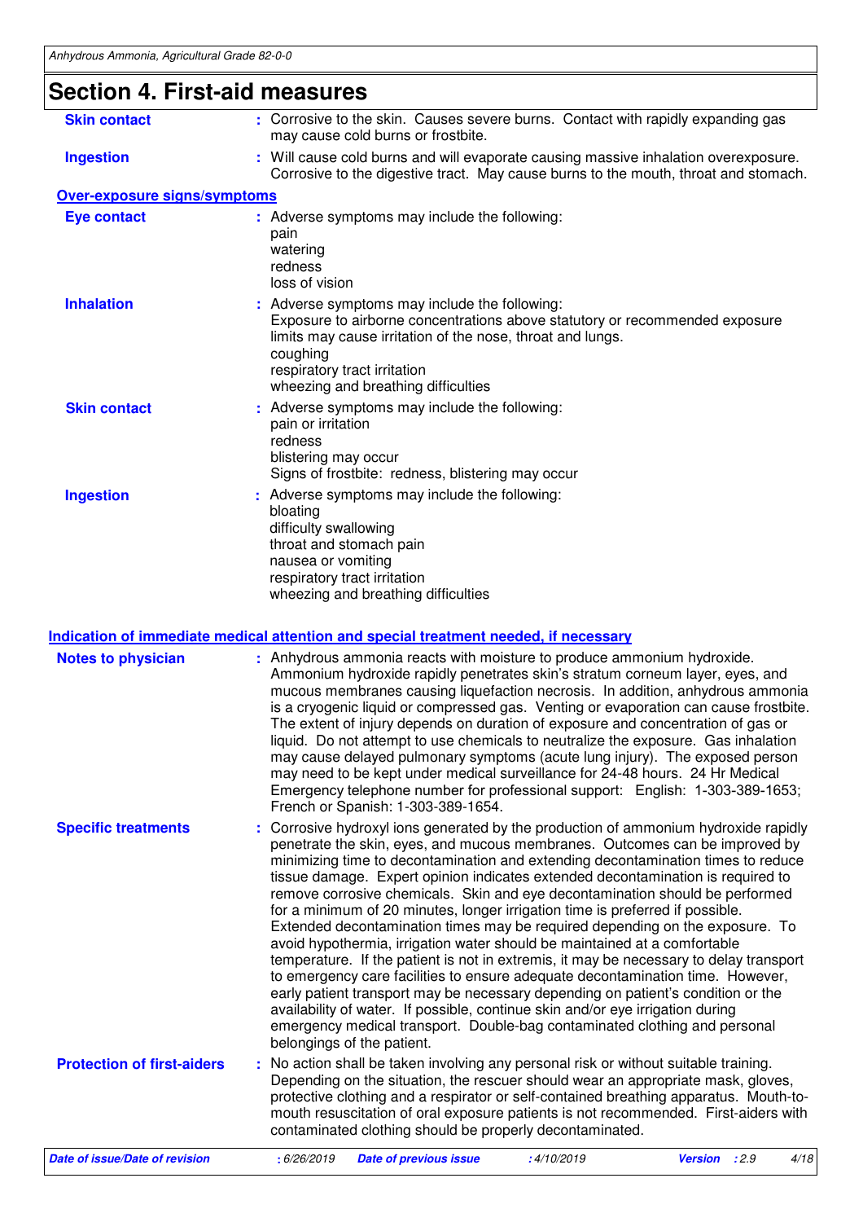## Section 4. First-aid measures

**Skin contact** : Corrosive to the skin. Causes severe burns. Contact with rapidly expanding gas may cause cold burns or frostbite.

**Ingestion** : Will cause cold burns and will evaporate causing massive inhalation overexposure. Corrosive to the digestive tract. May cause burns to the mouth, throat and stomach.

### Over-exposure signs/symptoms

**Eye contact** : Adverse symptoms may include the following:
pain
watering
redness
loss of vision

**Inhalation** : Adverse symptoms may include the following:
Exposure to airborne concentrations above statutory or recommended exposure limits may cause irritation of the nose, throat and lungs.
coughing
respiratory tract irritation
wheezing and breathing difficulties

**Skin contact** : Adverse symptoms may include the following:
pain or irritation
redness
blistering may occur
Signs of frostbite: redness, blistering may occur

**Ingestion** : Adverse symptoms may include the following:
bloating
difficulty swallowing
throat and stomach pain
nausea or vomiting
respiratory tract irritation
wheezing and breathing difficulties

### Indication of immediate medical attention and special treatment needed, if necessary

**Notes to physician** : Anhydrous ammonia reacts with moisture to produce ammonium hydroxide. Ammonium hydroxide rapidly penetrates skin's stratum corneum layer, eyes, and mucous membranes causing liquefaction necrosis. In addition, anhydrous ammonia is a cryogenic liquid or compressed gas. Venting or evaporation can cause frostbite. The extent of injury depends on duration of exposure and concentration of gas or liquid. Do not attempt to use chemicals to neutralize the exposure. Gas inhalation may cause delayed pulmonary symptoms (acute lung injury). The exposed person may need to be kept under medical surveillance for 24-48 hours. 24 Hr Medical Emergency telephone number for professional support: English: 1-303-389-1653; French or Spanish: 1-303-389-1654.

**Specific treatments** : Corrosive hydroxyl ions generated by the production of ammonium hydroxide rapidly penetrate the skin, eyes, and mucous membranes. Outcomes can be improved by minimizing time to decontamination and extending decontamination times to reduce tissue damage. Expert opinion indicates extended decontamination is required to remove corrosive chemicals. Skin and eye decontamination should be performed for a minimum of 20 minutes, longer irrigation time is preferred if possible. Extended decontamination times may be required depending on the exposure. To avoid hypothermia, irrigation water should be maintained at a comfortable temperature. If the patient is not in extremis, it may be necessary to delay transport to emergency care facilities to ensure adequate decontamination time. However, early patient transport may be necessary depending on patient's condition or the availability of water. If possible, continue skin and/or eye irrigation during emergency medical transport. Double-bag contaminated clothing and personal belongings of the patient.

**Protection of first-aiders** : No action shall be taken involving any personal risk or without suitable training. Depending on the situation, the rescuer should wear an appropriate mask, gloves, protective clothing and a respirator or self-contained breathing apparatus. Mouth-to-mouth resuscitation of oral exposure patients is not recommended. First-aiders with contaminated clothing should be properly decontaminated.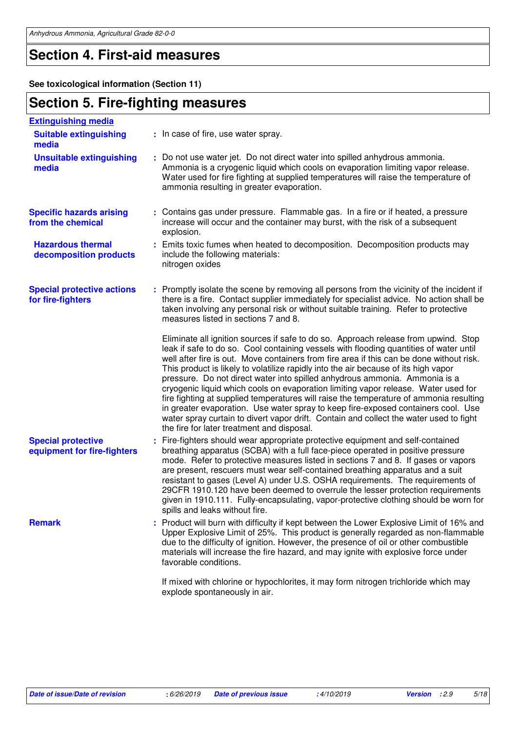## Section 4. First-aid measures

**See toxicological information (Section 11)**

## Section 5. Fire-fighting measures

**Extinguishing media**

**Suitable extinguishing media** : In case of fire, use water spray.

**Unsuitable extinguishing media** : Do not use water jet. Do not direct water into spilled anhydrous ammonia. Ammonia is a cryogenic liquid which cools on evaporation limiting vapor release. Water used for fire fighting at supplied temperatures will raise the temperature of ammonia resulting in greater evaporation.

**Specific hazards arising from the chemical** : Contains gas under pressure. Flammable gas. In a fire or if heated, a pressure increase will occur and the container may burst, with the risk of a subsequent explosion.

**Hazardous thermal decomposition products** : Emits toxic fumes when heated to decomposition. Decomposition products may include the following materials:
nitrogen oxides

**Special protective actions for fire-fighters** : Promptly isolate the scene by removing all persons from the vicinity of the incident if there is a fire. Contact supplier immediately for specialist advice. No action shall be taken involving any personal risk or without suitable training. Refer to protective measures listed in sections 7 and 8.

Eliminate all ignition sources if safe to do so. Approach release from upwind. Stop leak if safe to do so. Cool containing vessels with flooding quantities of water until well after fire is out. Move containers from fire area if this can be done without risk. This product is likely to volatilize rapidly into the air because of its high vapor pressure. Do not direct water into spilled anhydrous ammonia. Ammonia is a cryogenic liquid which cools on evaporation limiting vapor release. Water used for fire fighting at supplied temperatures will raise the temperature of ammonia resulting in greater evaporation. Use water spray to keep fire-exposed containers cool. Use water spray curtain to divert vapor drift. Contain and collect the water used to fight the fire for later treatment and disposal.

**Special protective equipment for fire-fighters** : Fire-fighters should wear appropriate protective equipment and self-contained breathing apparatus (SCBA) with a full face-piece operated in positive pressure mode. Refer to protective measures listed in sections 7 and 8. If gases or vapors are present, rescuers must wear self-contained breathing apparatus and a suit resistant to gases (Level A) under U.S. OSHA requirements. The requirements of 29CFR 1910.120 have been deemed to overrule the lesser protection requirements given in 1910.111. Fully-encapsulating, vapor-protective clothing should be worn for spills and leaks without fire.

**Remark** : Product will burn with difficulty if kept between the Lower Explosive Limit of 16% and Upper Explosive Limit of 25%. This product is generally regarded as non-flammable due to the difficulty of ignition. However, the presence of oil or other combustible materials will increase the fire hazard, and may ignite with explosive force under favorable conditions.

If mixed with chlorine or hypochlorites, it may form nitrogen trichloride which may explode spontaneously in air.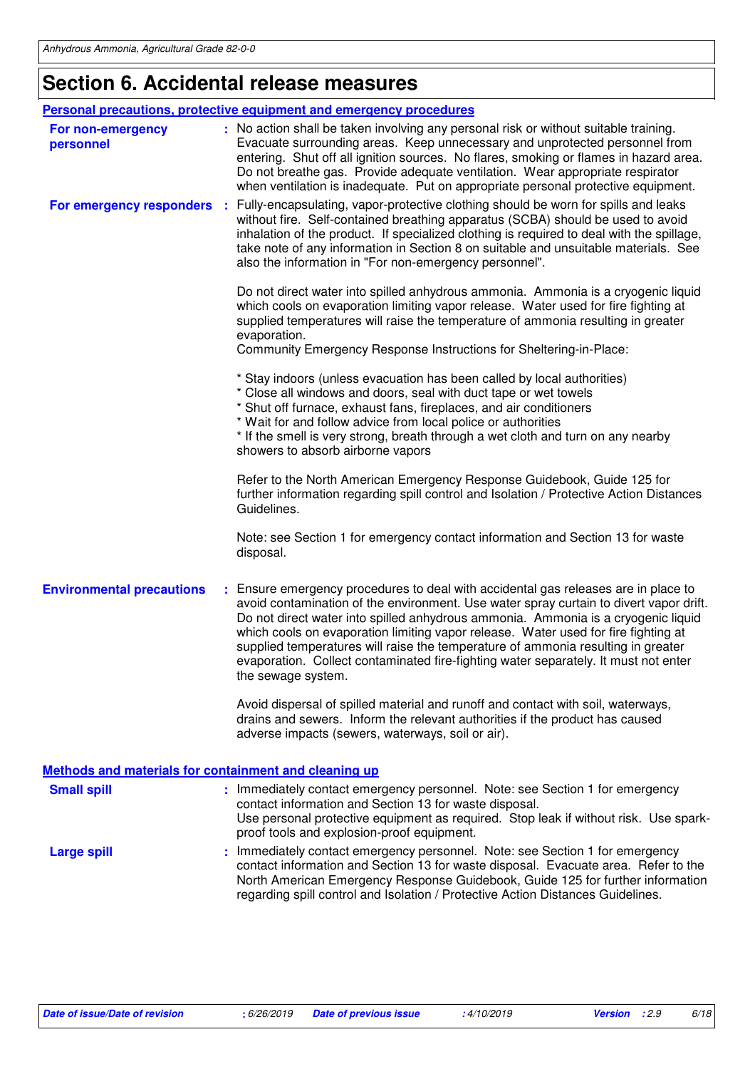# Section 6. Accidental release measures

## Personal precautions, protective equipment and emergency procedures

**For non-emergency personnel** : No action shall be taken involving any personal risk or without suitable training. Evacuate surrounding areas. Keep unnecessary and unprotected personnel from entering. Shut off all ignition sources. No flares, smoking or flames in hazard area. Do not breathe gas. Provide adequate ventilation. Wear appropriate respirator when ventilation is inadequate. Put on appropriate personal protective equipment.

**For emergency responders** : Fully-encapsulating, vapor-protective clothing should be worn for spills and leaks without fire. Self-contained breathing apparatus (SCBA) should be used to avoid inhalation of the product. If specialized clothing is required to deal with the spillage, take note of any information in Section 8 on suitable and unsuitable materials. See also the information in "For non-emergency personnel".

Do not direct water into spilled anhydrous ammonia. Ammonia is a cryogenic liquid which cools on evaporation limiting vapor release. Water used for fire fighting at supplied temperatures will raise the temperature of ammonia resulting in greater evaporation.
Community Emergency Response Instructions for Sheltering-in-Place:

* Stay indoors (unless evacuation has been called by local authorities)
* Close all windows and doors, seal with duct tape or wet towels
* Shut off furnace, exhaust fans, fireplaces, and air conditioners
* Wait for and follow advice from local police or authorities
* If the smell is very strong, breath through a wet cloth and turn on any nearby showers to absorb airborne vapors

Refer to the North American Emergency Response Guidebook, Guide 125 for further information regarding spill control and Isolation / Protective Action Distances Guidelines.

Note: see Section 1 for emergency contact information and Section 13 for waste disposal.

**Environmental precautions** : Ensure emergency procedures to deal with accidental gas releases are in place to avoid contamination of the environment. Use water spray curtain to divert vapor drift. Do not direct water into spilled anhydrous ammonia. Ammonia is a cryogenic liquid which cools on evaporation limiting vapor release. Water used for fire fighting at supplied temperatures will raise the temperature of ammonia resulting in greater evaporation. Collect contaminated fire-fighting water separately. It must not enter the sewage system.

Avoid dispersal of spilled material and runoff and contact with soil, waterways, drains and sewers. Inform the relevant authorities if the product has caused adverse impacts (sewers, waterways, soil or air).

## Methods and materials for containment and cleaning up

**Small spill** : Immediately contact emergency personnel. Note: see Section 1 for emergency contact information and Section 13 for waste disposal.
Use personal protective equipment as required. Stop leak if without risk. Use spark-proof tools and explosion-proof equipment.

**Large spill** : Immediately contact emergency personnel. Note: see Section 1 for emergency contact information and Section 13 for waste disposal. Evacuate area. Refer to the North American Emergency Response Guidebook, Guide 125 for further information regarding spill control and Isolation / Protective Action Distances Guidelines.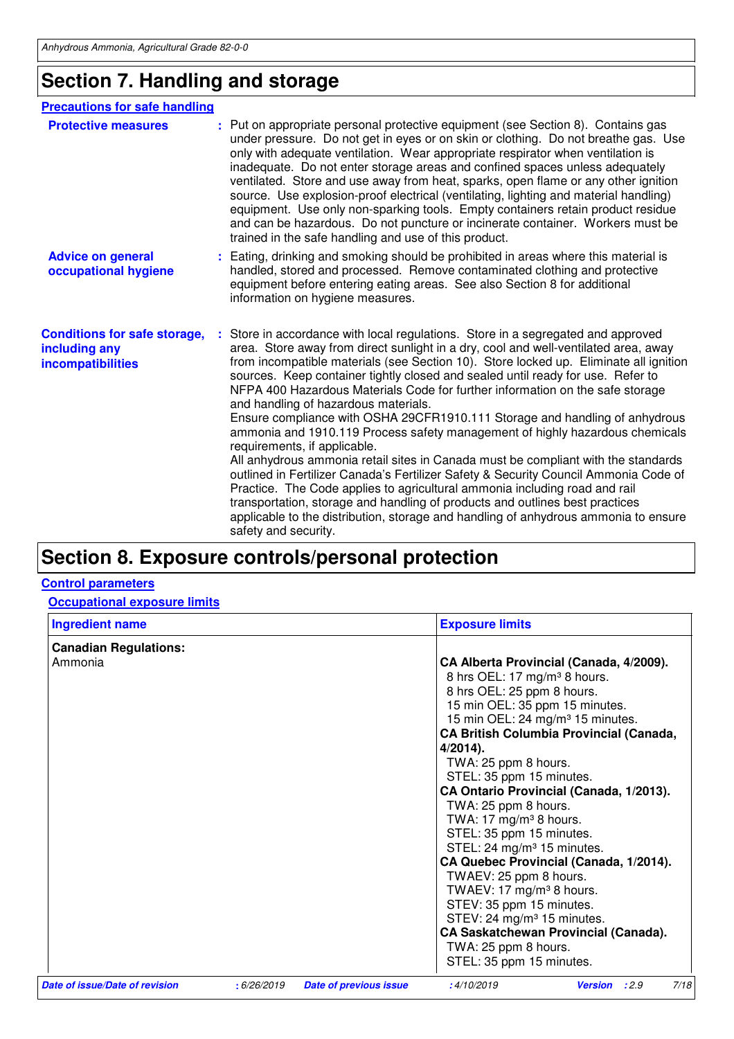# Section 7. Handling and storage

## Precautions for safe handling

**Protective measures** : Put on appropriate personal protective equipment (see Section 8). Contains gas under pressure. Do not get in eyes or on skin or clothing. Do not breathe gas. Use only with adequate ventilation. Wear appropriate respirator when ventilation is inadequate. Do not enter storage areas and confined spaces unless adequately ventilated. Store and use away from heat, sparks, open flame or any other ignition source. Use explosion-proof electrical (ventilating, lighting and material handling) equipment. Use only non-sparking tools. Empty containers retain product residue and can be hazardous. Do not puncture or incinerate container. Workers must be trained in the safe handling and use of this product.

**Advice on general occupational hygiene** : Eating, drinking and smoking should be prohibited in areas where this material is handled, stored and processed. Remove contaminated clothing and protective equipment before entering eating areas. See also Section 8 for additional information on hygiene measures.

**Conditions for safe storage, including any incompatibilities** : Store in accordance with local regulations. Store in a segregated and approved area. Store away from direct sunlight in a dry, cool and well-ventilated area, away from incompatible materials (see Section 10). Store locked up. Eliminate all ignition sources. Keep container tightly closed and sealed until ready for use. Refer to NFPA 400 Hazardous Materials Code for further information on the safe storage and handling of hazardous materials.
Ensure compliance with OSHA 29CFR1910.111 Storage and handling of anhydrous ammonia and 1910.119 Process safety management of highly hazardous chemicals requirements, if applicable.
All anhydrous ammonia retail sites in Canada must be compliant with the standards outlined in Fertilizer Canada's Fertilizer Safety & Security Council Ammonia Code of Practice. The Code applies to agricultural ammonia including road and rail transportation, storage and handling of products and outlines best practices applicable to the distribution, storage and handling of anhydrous ammonia to ensure safety and security.

# Section 8. Exposure controls/personal protection

## Control parameters

### Occupational exposure limits

| Ingredient name | Exposure limits |
|---|---|
| **Canadian Regulations:** | |
| Ammonia | **CA Alberta Provincial (Canada, 4/2009).**<br>8 hrs OEL: 17 mg/m³ 8 hours.<br>8 hrs OEL: 25 ppm 8 hours.<br>15 min OEL: 35 ppm 15 minutes.<br>15 min OEL: 24 mg/m³ 15 minutes.<br>**CA British Columbia Provincial (Canada, 4/2014).**<br>TWA: 25 ppm 8 hours.<br>STEL: 35 ppm 15 minutes.<br>**CA Ontario Provincial (Canada, 1/2013).**<br>TWA: 25 ppm 8 hours.<br>TWA: 17 mg/m³ 8 hours.<br>STEL: 35 ppm 15 minutes.<br>STEL: 24 mg/m³ 15 minutes.<br>**CA Quebec Provincial (Canada, 1/2014).**<br>TWAEV: 25 ppm 8 hours.<br>TWAEV: 17 mg/m³ 8 hours.<br>STEV: 35 ppm 15 minutes.<br>STEV: 24 mg/m³ 15 minutes.<br>**CA Saskatchewan Provincial (Canada).**<br>TWA: 25 ppm 8 hours.<br>STEL: 35 ppm 15 minutes. |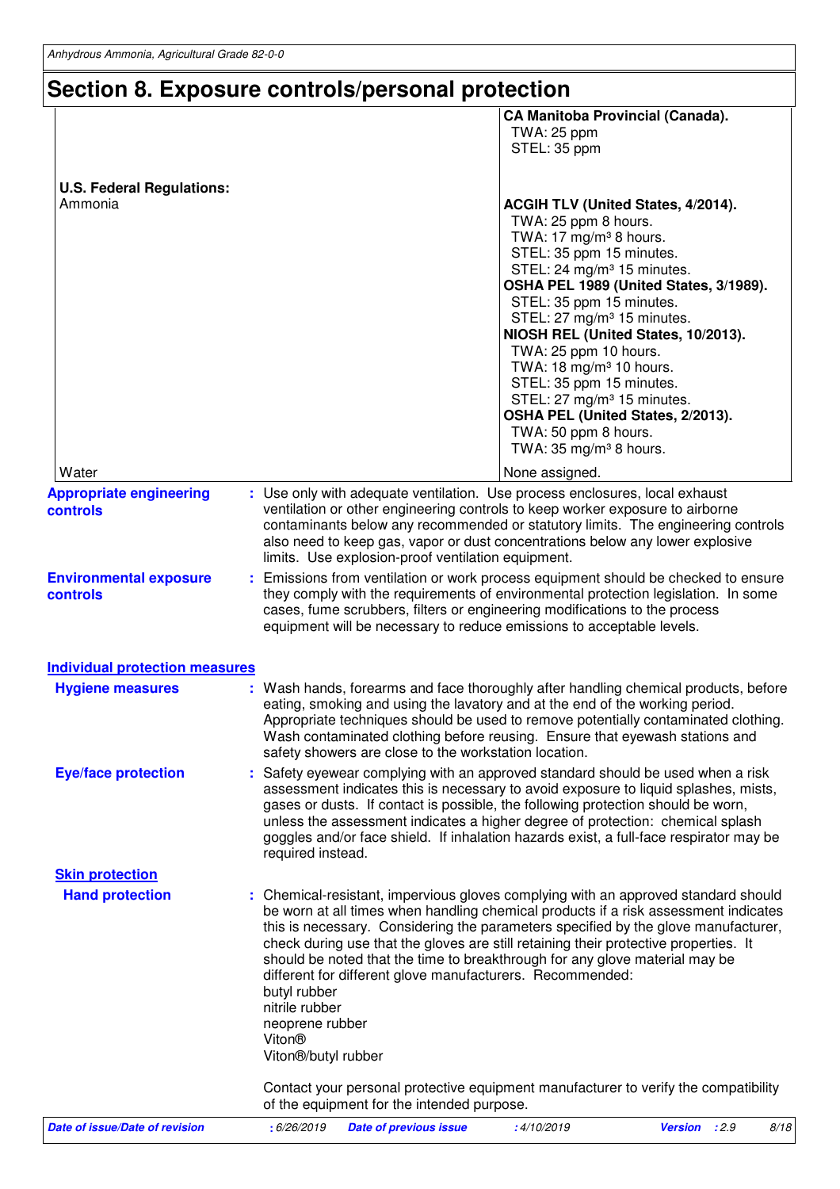# Section 8. Exposure controls/personal protection

| | |
|---|---|
| | **CA Manitoba Provincial (Canada).**<br>TWA: 25 ppm<br>STEL: 35 ppm |
| **U.S. Federal Regulations:**<br>Ammonia | **ACGIH TLV (United States, 4/2014).**<br>TWA: 25 ppm 8 hours.<br>TWA: 17 mg/m³ 8 hours.<br>STEL: 35 ppm 15 minutes.<br>STEL: 24 mg/m³ 15 minutes.<br>**OSHA PEL 1989 (United States, 3/1989).**<br>STEL: 35 ppm 15 minutes.<br>STEL: 27 mg/m³ 15 minutes.<br>**NIOSH REL (United States, 10/2013).**<br>TWA: 25 ppm 10 hours.<br>TWA: 18 mg/m³ 10 hours.<br>STEL: 35 ppm 15 minutes.<br>STEL: 27 mg/m³ 15 minutes.<br>**OSHA PEL (United States, 2/2013).**<br>TWA: 50 ppm 8 hours.<br>TWA: 35 mg/m³ 8 hours. |
| Water | None assigned. |

**Appropriate engineering controls** : Use only with adequate ventilation. Use process enclosures, local exhaust ventilation or other engineering controls to keep worker exposure to airborne contaminants below any recommended or statutory limits. The engineering controls also need to keep gas, vapor or dust concentrations below any lower explosive limits. Use explosion-proof ventilation equipment.

**Environmental exposure controls** : Emissions from ventilation or work process equipment should be checked to ensure they comply with the requirements of environmental protection legislation. In some cases, fume scrubbers, filters or engineering modifications to the process equipment will be necessary to reduce emissions to acceptable levels.

## Individual protection measures

**Hygiene measures** : Wash hands, forearms and face thoroughly after handling chemical products, before eating, smoking and using the lavatory and at the end of the working period. Appropriate techniques should be used to remove potentially contaminated clothing. Wash contaminated clothing before reusing. Ensure that eyewash stations and safety showers are close to the workstation location.

**Eye/face protection** : Safety eyewear complying with an approved standard should be used when a risk assessment indicates this is necessary to avoid exposure to liquid splashes, mists, gases or dusts. If contact is possible, the following protection should be worn, unless the assessment indicates a higher degree of protection: chemical splash goggles and/or face shield. If inhalation hazards exist, a full-face respirator may be required instead.

### Skin protection

**Hand protection** : Chemical-resistant, impervious gloves complying with an approved standard should be worn at all times when handling chemical products if a risk assessment indicates this is necessary. Considering the parameters specified by the glove manufacturer, check during use that the gloves are still retaining their protective properties. It should be noted that the time to breakthrough for any glove material may be different for different glove manufacturers. Recommended:
butyl rubber
nitrile rubber
neoprene rubber
Viton®
Viton®/butyl rubber

Contact your personal protective equipment manufacturer to verify the compatibility of the equipment for the intended purpose.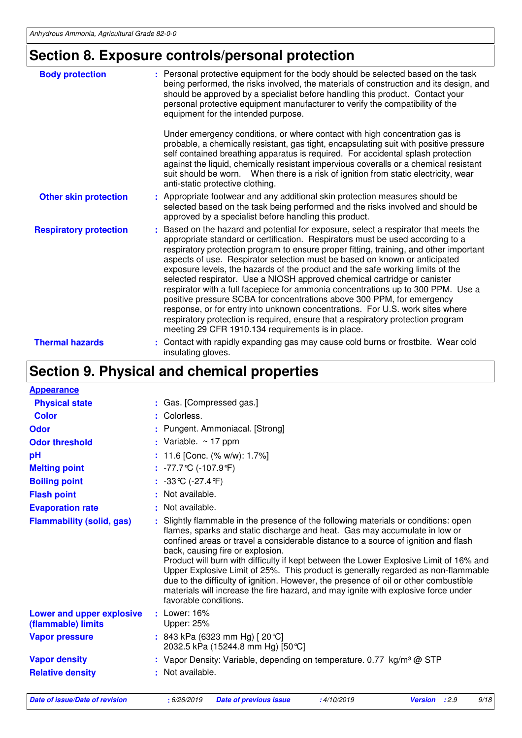## Section 8. Exposure controls/personal protection

| | |
|---|---|
| **Body protection** | : Personal protective equipment for the body should be selected based on the task being performed, the risks involved, the materials of construction and its design, and should be approved by a specialist before handling this product. Contact your personal protective equipment manufacturer to verify the compatibility of the equipment for the intended purpose.<br><br>Under emergency conditions, or where contact with high concentration gas is probable, a chemically resistant, gas tight, encapsulating suit with positive pressure self contained breathing apparatus is required. For accidental splash protection against the liquid, chemically resistant impervious coveralls or a chemical resistant suit should be worn. When there is a risk of ignition from static electricity, wear anti-static protective clothing. |
| **Other skin protection** | : Appropriate footwear and any additional skin protection measures should be selected based on the task being performed and the risks involved and should be approved by a specialist before handling this product. |
| **Respiratory protection** | : Based on the hazard and potential for exposure, select a respirator that meets the appropriate standard or certification. Respirators must be used according to a respiratory protection program to ensure proper fitting, training, and other important aspects of use. Respirator selection must be based on known or anticipated exposure levels, the hazards of the product and the safe working limits of the selected respirator. Use a NIOSH approved chemical cartridge or canister respirator with a full facepiece for ammonia concentrations up to 300 PPM. Use a positive pressure SCBA for concentrations above 300 PPM, for emergency response, or for entry into unknown concentrations. For U.S. work sites where respiratory protection is required, ensure that a respiratory protection program meeting 29 CFR 1910.134 requirements is in place. |
| **Thermal hazards** | : Contact with rapidly expanding gas may cause cold burns or frostbite. Wear cold insulating gloves. |

## Section 9. Physical and chemical properties

| | |
|---|---|
| **Appearance** | |
| **Physical state** | : Gas. [Compressed gas.] |
| **Color** | : Colorless. |
| **Odor** | : Pungent. Ammoniacal. [Strong] |
| **Odor threshold** | : Variable. ~ 17 ppm |
| **pH** | : 11.6 [Conc. (% w/w): 1.7%] |
| **Melting point** | : -77.7°C (-107.9°F) |
| **Boiling point** | : -33°C (-27.4°F) |
| **Flash point** | : Not available. |
| **Evaporation rate** | : Not available. |
| **Flammability (solid, gas)** | : Slightly flammable in the presence of the following materials or conditions: open flames, sparks and static discharge and heat. Gas may accumulate in low or confined areas or travel a considerable distance to a source of ignition and flash back, causing fire or explosion.<br>Product will burn with difficulty if kept between the Lower Explosive Limit of 16% and Upper Explosive Limit of 25%. This product is generally regarded as non-flammable due to the difficulty of ignition. However, the presence of oil or other combustible materials will increase the fire hazard, and may ignite with explosive force under favorable conditions. |
| **Lower and upper explosive (flammable) limits** | : Lower: 16%<br>Upper: 25% |
| **Vapor pressure** | : 843 kPa (6323 mm Hg) [ 20°C]<br>2032.5 kPa (15244.8 mm Hg) [50°C] |
| **Vapor density** | : Vapor Density: Variable, depending on temperature. 0.77 kg/m³ @ STP |
| **Relative density** | : Not available. |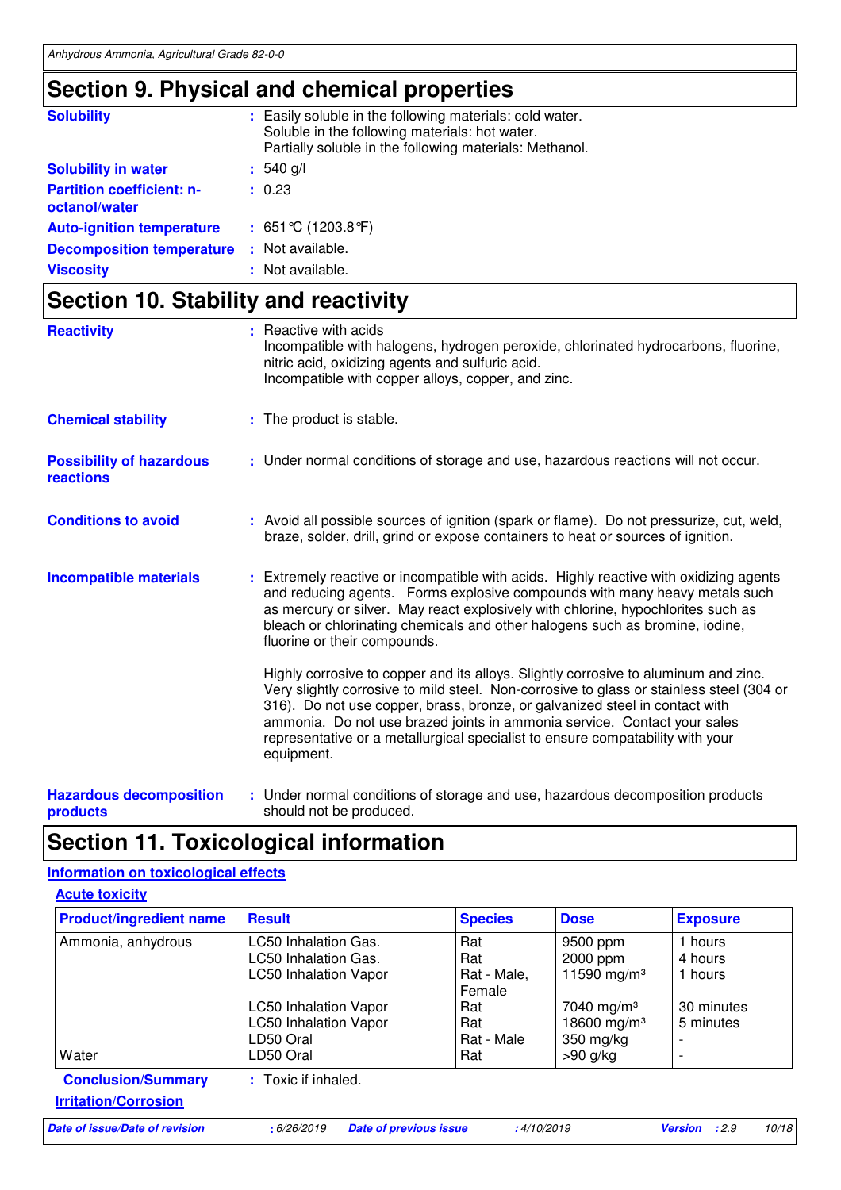## Section 9. Physical and chemical properties

| | | |
|---|---|---|
| **Solubility** | : | Easily soluble in the following materials: cold water.<br>Soluble in the following materials: hot water.<br>Partially soluble in the following materials: Methanol. |
| **Solubility in water** | : | 540 g/l |
| **Partition coefficient: n-octanol/water** | : | 0.23 |
| **Auto-ignition temperature** | : | 651°C (1203.8°F) |
| **Decomposition temperature** | : | Not available. |
| **Viscosity** | : | Not available. |

## Section 10. Stability and reactivity

**Reactivity** : Reactive with acids
Incompatible with halogens, hydrogen peroxide, chlorinated hydrocarbons, fluorine, nitric acid, oxidizing agents and sulfuric acid.
Incompatible with copper alloys, copper, and zinc.

**Chemical stability** : The product is stable.

**Possibility of hazardous reactions** : Under normal conditions of storage and use, hazardous reactions will not occur.

**Conditions to avoid** : Avoid all possible sources of ignition (spark or flame). Do not pressurize, cut, weld, braze, solder, drill, grind or expose containers to heat or sources of ignition.

**Incompatible materials** : Extremely reactive or incompatible with acids. Highly reactive with oxidizing agents and reducing agents. Forms explosive compounds with many heavy metals such as mercury or silver. May react explosively with chlorine, hypochlorites such as bleach or chlorinating chemicals and other halogens such as bromine, iodine, fluorine or their compounds.

Highly corrosive to copper and its alloys. Slightly corrosive to aluminum and zinc. Very slightly corrosive to mild steel. Non-corrosive to glass or stainless steel (304 or 316). Do not use copper, brass, bronze, or galvanized steel in contact with ammonia. Do not use brazed joints in ammonia service. Contact your sales representative or a metallurgical specialist to ensure compatability with your equipment.

**Hazardous decomposition products** : Under normal conditions of storage and use, hazardous decomposition products should not be produced.

## Section 11. Toxicological information

### Information on toxicological effects

#### Acute toxicity

| Product/ingredient name | Result | Species | Dose | Exposure |
|---|---|---|---|---|
| Ammonia, anhydrous | LC50 Inhalation Gas. | Rat | 9500 ppm | 1 hours |
| | LC50 Inhalation Gas. | Rat | 2000 ppm | 4 hours |
| | LC50 Inhalation Vapor | Rat - Male, Female | 11590 mg/m³ | 1 hours |
| | LC50 Inhalation Vapor | Rat | 7040 mg/m³ | 30 minutes |
| | LC50 Inhalation Vapor | Rat | 18600 mg/m³ | 5 minutes |
| | LD50 Oral | Rat - Male | 350 mg/kg | - |
| Water | LD50 Oral | Rat | >90 g/kg | - |

**Conclusion/Summary** : Toxic if inhaled.

#### Irritation/Corrosion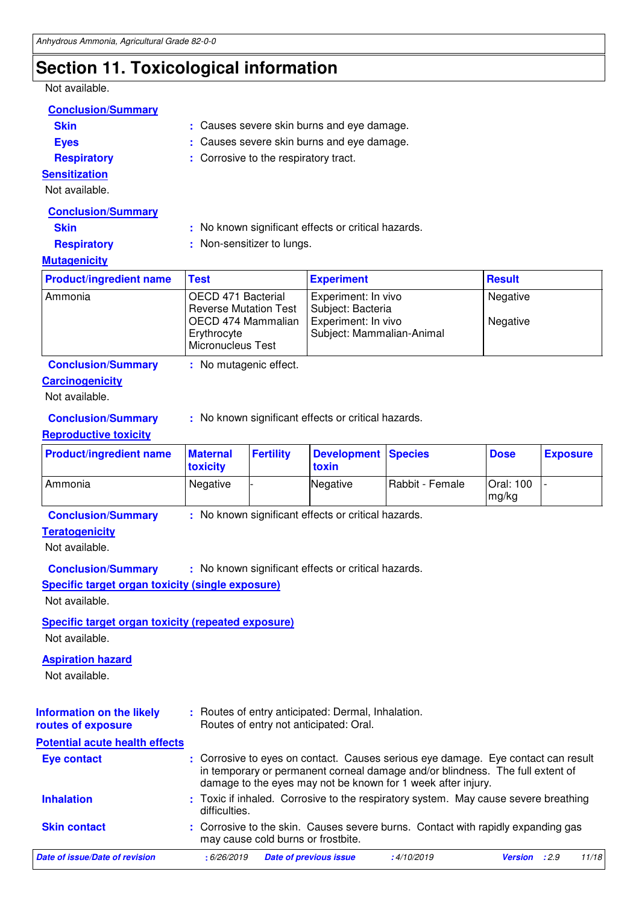## Section 11. Toxicological information

Not available.

**Conclusion/Summary**

**Skin** : Causes severe skin burns and eye damage.

**Eyes** : Causes severe skin burns and eye damage.

**Respiratory** : Corrosive to the respiratory tract.

**Sensitization**

Not available.

**Conclusion/Summary**

**Skin** : No known significant effects or critical hazards.

**Respiratory** : Non-sensitizer to lungs.

**Mutagenicity**

| Product/ingredient name | Test | Experiment | Result |
|---|---|---|---|
| Ammonia | OECD 471 Bacterial Reverse Mutation Test | Experiment: In vivo Subject: Bacteria | Negative |
| | OECD 474 Mammalian Erythrocyte Micronucleus Test | Experiment: In vivo Subject: Mammalian-Animal | Negative |

**Conclusion/Summary** : No mutagenic effect.

**Carcinogenicity**

Not available.

**Conclusion/Summary** : No known significant effects or critical hazards.

**Reproductive toxicity**

| Product/ingredient name | Maternal toxicity | Fertility | Development toxin | Species | Dose | Exposure |
|---|---|---|---|---|---|---|
| Ammonia | Negative | - | Negative | Rabbit - Female | Oral: 100 mg/kg | - |

**Conclusion/Summary** : No known significant effects or critical hazards.

**Teratogenicity**

Not available.

**Conclusion/Summary** : No known significant effects or critical hazards.

**Specific target organ toxicity (single exposure)**

Not available.

**Specific target organ toxicity (repeated exposure)**

Not available.

**Aspiration hazard**

Not available.

**Information on the likely routes of exposure** : Routes of entry anticipated: Dermal, Inhalation.
Routes of entry not anticipated: Oral.

**Potential acute health effects**

**Eye contact** : Corrosive to eyes on contact. Causes serious eye damage. Eye contact can result in temporary or permanent corneal damage and/or blindness. The full extent of damage to the eyes may not be known for 1 week after injury.

**Inhalation** : Toxic if inhaled. Corrosive to the respiratory system. May cause severe breathing difficulties.

**Skin contact** : Corrosive to the skin. Causes severe burns. Contact with rapidly expanding gas may cause cold burns or frostbite.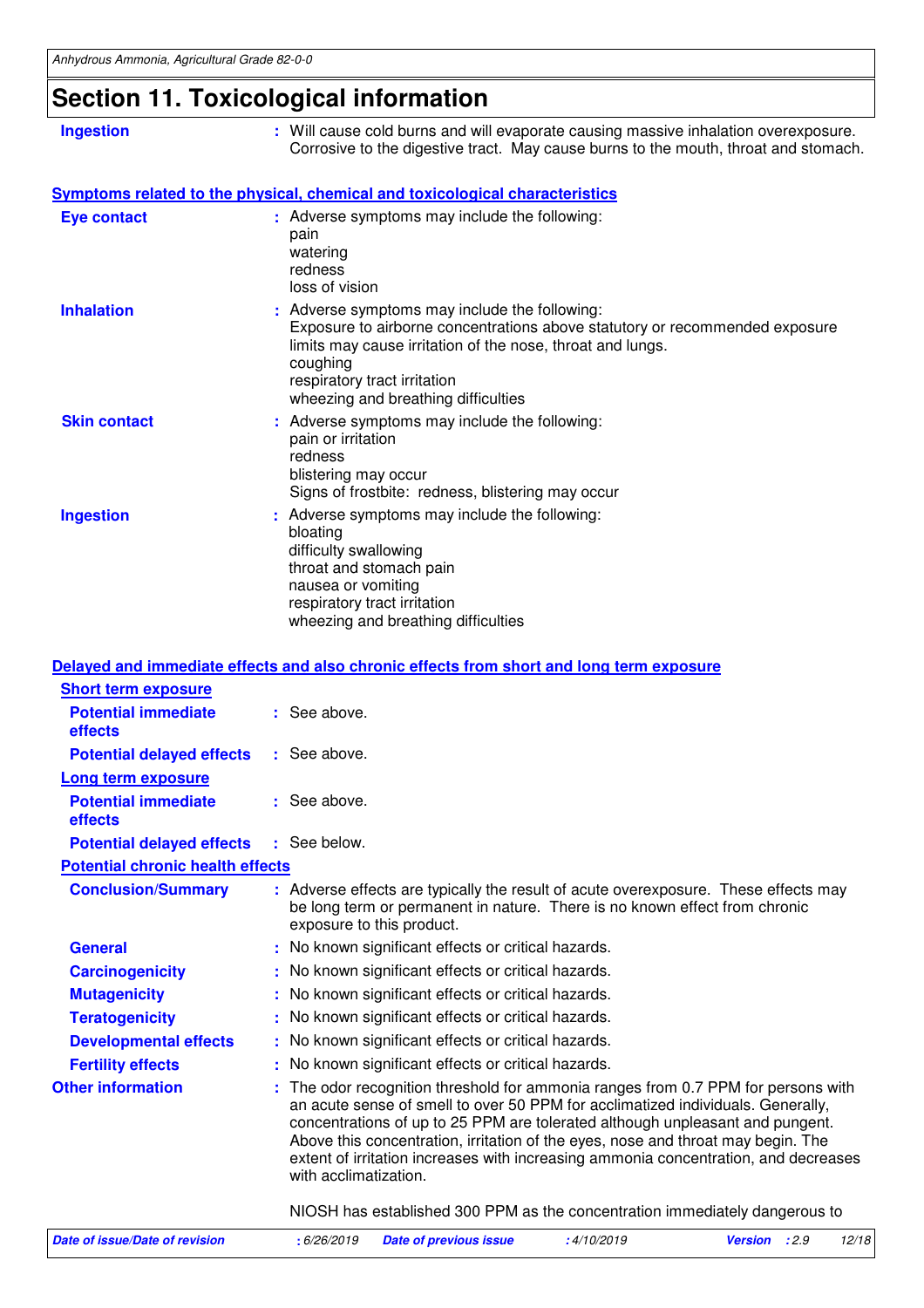# Section 11. Toxicological information

**Ingestion** : Will cause cold burns and will evaporate causing massive inhalation overexposure. Corrosive to the digestive tract. May cause burns to the mouth, throat and stomach.

## Symptoms related to the physical, chemical and toxicological characteristics

**Eye contact** : Adverse symptoms may include the following:
pain
watering
redness
loss of vision

**Inhalation** : Adverse symptoms may include the following:
Exposure to airborne concentrations above statutory or recommended exposure limits may cause irritation of the nose, throat and lungs.
coughing
respiratory tract irritation
wheezing and breathing difficulties

**Skin contact** : Adverse symptoms may include the following:
pain or irritation
redness
blistering may occur
Signs of frostbite: redness, blistering may occur

**Ingestion** : Adverse symptoms may include the following:
bloating
difficulty swallowing
throat and stomach pain
nausea or vomiting
respiratory tract irritation
wheezing and breathing difficulties

## Delayed and immediate effects and also chronic effects from short and long term exposure

### Short term exposure

**Potential immediate effects** : See above.

**Potential delayed effects** : See above.

### Long term exposure

**Potential immediate effects** : See above.

**Potential delayed effects** : See below.

### Potential chronic health effects

**Conclusion/Summary** : Adverse effects are typically the result of acute overexposure. These effects may be long term or permanent in nature. There is no known effect from chronic exposure to this product.

**General** : No known significant effects or critical hazards.

**Carcinogenicity** : No known significant effects or critical hazards.

**Mutagenicity** : No known significant effects or critical hazards.

**Teratogenicity** : No known significant effects or critical hazards.

**Developmental effects** : No known significant effects or critical hazards.

**Fertility effects** : No known significant effects or critical hazards.

**Other information** : The odor recognition threshold for ammonia ranges from 0.7 PPM for persons with an acute sense of smell to over 50 PPM for acclimatized individuals. Generally, concentrations of up to 25 PPM are tolerated although unpleasant and pungent. Above this concentration, irritation of the eyes, nose and throat may begin. The extent of irritation increases with increasing ammonia concentration, and decreases with acclimatization.

NIOSH has established 300 PPM as the concentration immediately dangerous to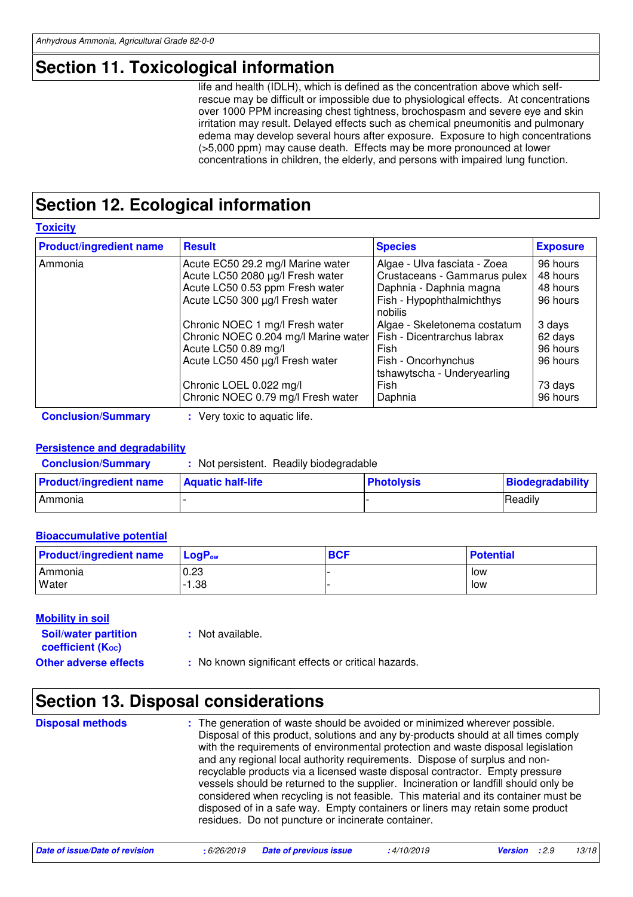## Section 11. Toxicological information

life and health (IDLH), which is defined as the concentration above which self-rescue may be difficult or impossible due to physiological effects. At concentrations over 1000 PPM increasing chest tightness, brochospasm and severe eye and skin irritation may result. Delayed effects such as chemical pneumonitis and pulmonary edema may develop several hours after exposure. Exposure to high concentrations (>5,000 ppm) may cause death. Effects may be more pronounced at lower concentrations in children, the elderly, and persons with impaired lung function.

## Section 12. Ecological information

### Toxicity

| Product/ingredient name | Result | Species | Exposure |
|---|---|---|---|
| Ammonia | Acute EC50 29.2 mg/l Marine water | Algae - Ulva fasciata - Zoea | 96 hours |
| | Acute LC50 2080 µg/l Fresh water | Crustaceans - Gammarus pulex | 48 hours |
| | Acute LC50 0.53 ppm Fresh water | Daphnia - Daphnia magna | 48 hours |
| | Acute LC50 300 µg/l Fresh water | Fish - Hypophthalmichthys nobilis | 96 hours |
| | Chronic NOEC 1 mg/l Fresh water | Algae - Skeletonema costatum | 3 days |
| | Chronic NOEC 0.204 mg/l Marine water | Fish - Dicentrarchus labrax | 62 days |
| | Acute LC50 0.89 mg/l | Fish | 96 hours |
| | Acute LC50 450 µg/l Fresh water | Fish - Oncorhynchus tshawytscha - Underyearling | 96 hours |
| | Chronic LOEL 0.022 mg/l | Fish | 73 days |
| | Chronic NOEC 0.79 mg/l Fresh water | Daphnia | 96 hours |

**Conclusion/Summary** : Very toxic to aquatic life.

### Persistence and degradability

**Conclusion/Summary** : Not persistent. Readily biodegradable

| Product/ingredient name | Aquatic half-life | Photolysis | Biodegradability |
|---|---|---|---|
| Ammonia | - | - | Readily |

### Bioaccumulative potential

| Product/ingredient name | $LogP_{ow}$ | BCF | Potential |
|---|---|---|---|
| Ammonia | 0.23 | - | low |
| Water | -1.38 | - | low |

### Mobility in soil

**Soil/water partition coefficient ($K_{OC}$)** : Not available.

**Other adverse effects** : No known significant effects or critical hazards.

## Section 13. Disposal considerations

**Disposal methods** : The generation of waste should be avoided or minimized wherever possible. Disposal of this product, solutions and any by-products should at all times comply with the requirements of environmental protection and waste disposal legislation and any regional local authority requirements. Dispose of surplus and non-recyclable products via a licensed waste disposal contractor. Empty pressure vessels should be returned to the supplier. Incineration or landfill should only be considered when recycling is not feasible. This material and its container must be disposed of in a safe way. Empty containers or liners may retain some product residues. Do not puncture or incinerate container.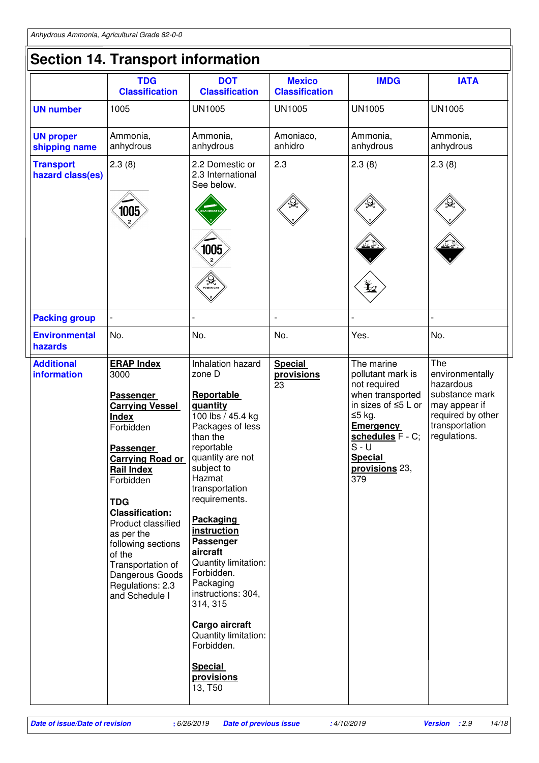## Section 14. Transport information

| | TDG Classification | DOT Classification | Mexico Classification | IMDG | IATA |
|---|---|---|---|---|---|
| **UN number** | 1005 | UN1005 | UN1005 | UN1005 | UN1005 |
| **UN proper shipping name** | Ammonia, anhydrous | Ammonia, anhydrous | Amoniaco, anhidro | Ammonia, anhydrous | Ammonia, anhydrous |
| **Transport hazard class(es)** | 2.3 (8) | 2.2 Domestic or 2.3 International See below. | 2.3 | 2.3 (8) | 2.3 (8) |
| **Packing group** | - | - | - | - | - |
| **Environmental hazards** | No. | No. | No. | Yes. | No. |
| **Additional information** | **ERAP Index** 3000<br><br>**Passenger Carrying Vessel Index** Forbidden<br><br>**Passenger Carrying Road or Rail Index** Forbidden<br><br>**TDG Classification:** Product classified as per the following sections of the Transportation of Dangerous Goods Regulations: 2.3 and Schedule I | Inhalation hazard zone D<br><br>**Reportable quantity** 100 lbs / 45.4 kg Packages of less than the reportable quantity are not subject to Hazmat transportation requirements.<br><br>**Packaging instruction**<br>**Passenger aircraft** Quantity limitation: Forbidden. Packaging instructions: 304, 314, 315<br><br>**Cargo aircraft** Quantity limitation: Forbidden.<br><br>**Special provisions** 13, T50 | **Special provisions** 23 | The marine pollutant mark is not required when transported in sizes of ≤5 L or ≤5 kg.<br>**Emergency schedules** F - C; S - U<br>**Special provisions** 23, 379 | The environmentally hazardous substance mark may appear if required by other transportation regulations. |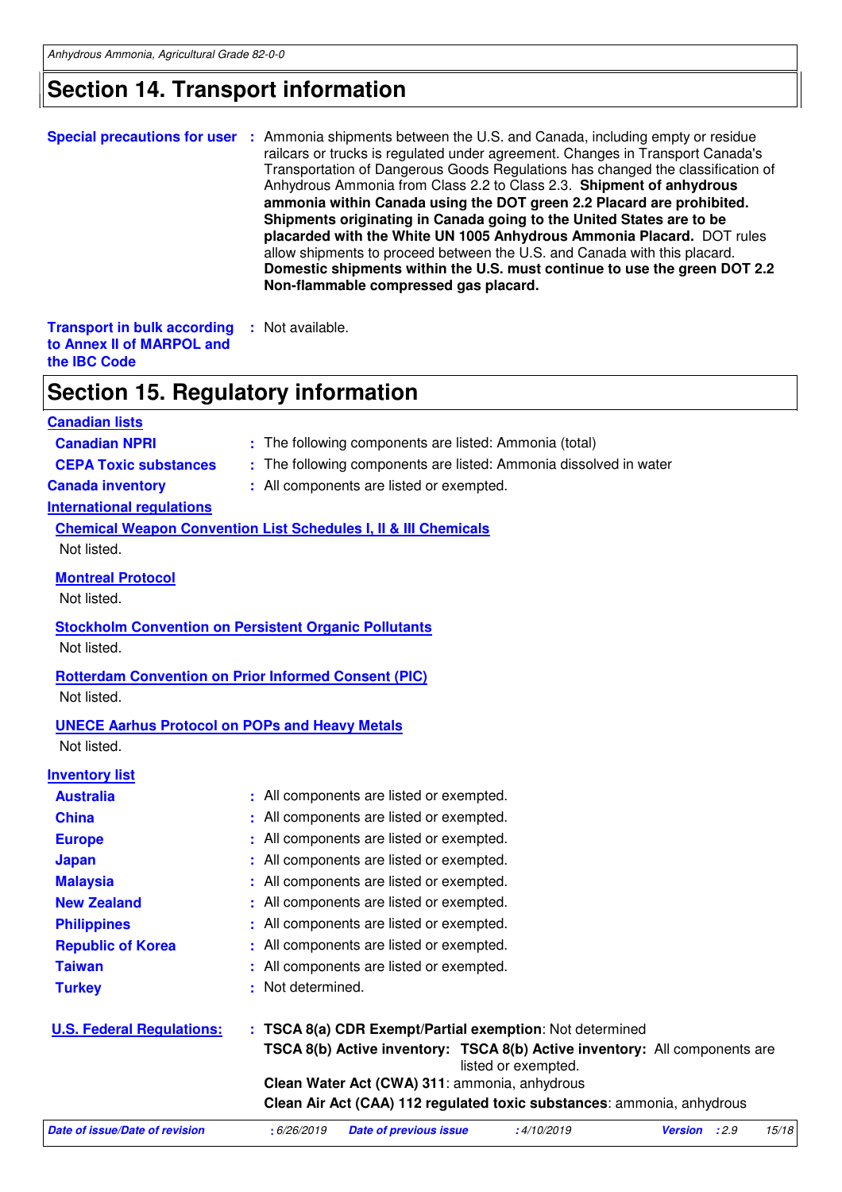# Section 14. Transport information

**Special precautions for user** : Ammonia shipments between the U.S. and Canada, including empty or residue railcars or trucks is regulated under agreement. Changes in Transport Canada's Transportation of Dangerous Goods Regulations has changed the classification of Anhydrous Ammonia from Class 2.2 to Class 2.3. **Shipment of anhydrous ammonia within Canada using the DOT green 2.2 Placard are prohibited. Shipments originating in Canada going to the United States are to be placarded with the White UN 1005 Anhydrous Ammonia Placard.** DOT rules allow shipments to proceed between the U.S. and Canada with this placard. **Domestic shipments within the U.S. must continue to use the green DOT 2.2 Non-flammable compressed gas placard.**

**Transport in bulk according to Annex II of MARPOL and the IBC Code** : Not available.

# Section 15. Regulatory information

**Canadian lists**

**Canadian NPRI** : The following components are listed: Ammonia (total)

**CEPA Toxic substances** : The following components are listed: Ammonia dissolved in water

**Canada inventory** : All components are listed or exempted.

**International regulations**

**Chemical Weapon Convention List Schedules I, II & III Chemicals**

Not listed.

**Montreal Protocol**

Not listed.

**Stockholm Convention on Persistent Organic Pollutants**

Not listed.

**Rotterdam Convention on Prior Informed Consent (PIC)**

Not listed.

**UNECE Aarhus Protocol on POPs and Heavy Metals**

Not listed.

**Inventory list**

**Australia** : All components are listed or exempted.

**China** : All components are listed or exempted.

**Europe** : All components are listed or exempted.

**Japan** : All components are listed or exempted.

**Malaysia** : All components are listed or exempted.

**New Zealand** : All components are listed or exempted.

**Philippines** : All components are listed or exempted.

**Republic of Korea** : All components are listed or exempted.

**Taiwan** : All components are listed or exempted.

**Turkey** : Not determined.

**U.S. Federal Regulations:** : **TSCA 8(a) CDR Exempt/Partial exemption**: Not determined

**TSCA 8(b) Active inventory:** **TSCA 8(b) Active inventory:** All components are listed or exempted.

**Clean Water Act (CWA) 311**: ammonia, anhydrous

**Clean Air Act (CAA) 112 regulated toxic substances**: ammonia, anhydrous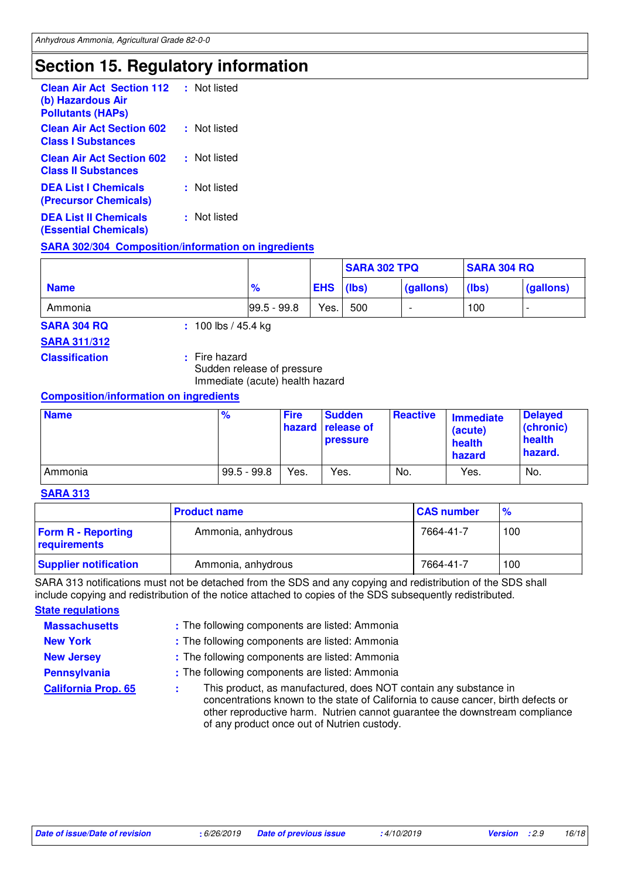# Section 15. Regulatory information

**Clean Air Act Section 112 (b) Hazardous Air Pollutants (HAPs)** : Not listed

**Clean Air Act Section 602 Class I Substances** : Not listed

**Clean Air Act Section 602 Class II Substances** : Not listed

**DEA List I Chemicals (Precursor Chemicals)** : Not listed

**DEA List II Chemicals (Essential Chemicals)** : Not listed

**SARA 302/304 Composition/information on ingredients**

| Name | % | EHS | SARA 302 TPQ | | SARA 304 RQ | |
|---|---|---|---|---|---|---|
| | | | (lbs) | (gallons) | (lbs) | (gallons) |
| Ammonia | 99.5 - 99.8 | Yes. | 500 | - | 100 | - |

**SARA 304 RQ** : 100 lbs / 45.4 kg

**SARA 311/312**

**Classification** : Fire hazard
Sudden release of pressure
Immediate (acute) health hazard

**Composition/information on ingredients**

| Name | % | Fire hazard | Sudden release of pressure | Reactive | Immediate (acute) health hazard | Delayed (chronic) health hazard. |
|---|---|---|---|---|---|---|
| Ammonia | 99.5 - 99.8 | Yes. | Yes. | No. | Yes. | No. |

**SARA 313**

| | Product name | CAS number | % |
|---|---|---|---|
| Form R - Reporting requirements | Ammonia, anhydrous | 7664-41-7 | 100 |
| Supplier notification | Ammonia, anhydrous | 7664-41-7 | 100 |

SARA 313 notifications must not be detached from the SDS and any copying and redistribution of the SDS shall include copying and redistribution of the notice attached to copies of the SDS subsequently redistributed.

**State regulations**

**Massachusetts** : The following components are listed: Ammonia

**New York** : The following components are listed: Ammonia

**New Jersey** : The following components are listed: Ammonia

**Pennsylvania** : The following components are listed: Ammonia

**California Prop. 65** : This product, as manufactured, does NOT contain any substance in concentrations known to the state of California to cause cancer, birth defects or other reproductive harm. Nutrien cannot guarantee the downstream compliance of any product once out of Nutrien custody.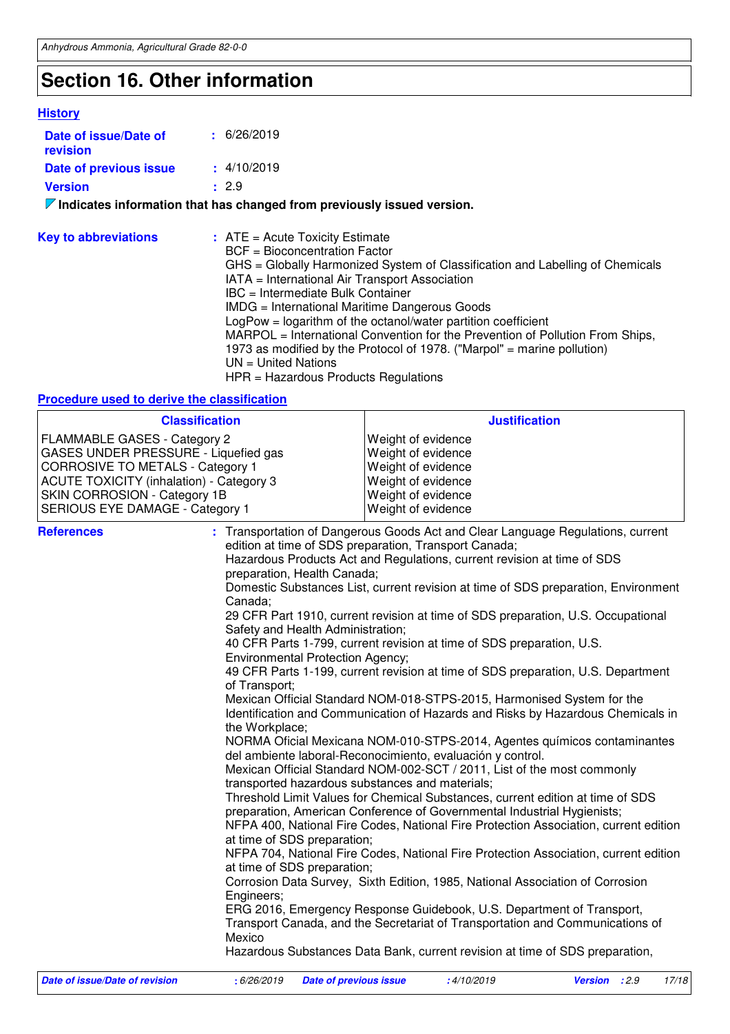# Section 16. Other information

### History

**Date of issue/Date of revision** : 6/26/2019

**Date of previous issue** : 4/10/2019

**Version** : 2.9

**Indicates information that has changed from previously issued version.**

**Key to abbreviations** :
ATE = Acute Toxicity Estimate
BCF = Bioconcentration Factor
GHS = Globally Harmonized System of Classification and Labelling of Chemicals
IATA = International Air Transport Association
IBC = Intermediate Bulk Container
IMDG = International Maritime Dangerous Goods
LogPow = logarithm of the octanol/water partition coefficient
MARPOL = International Convention for the Prevention of Pollution From Ships, 1973 as modified by the Protocol of 1978. ("Marpol" = marine pollution)
UN = United Nations
HPR = Hazardous Products Regulations

### Procedure used to derive the classification

| Classification | Justification |
| --- | --- |
| FLAMMABLE GASES - Category 2 | Weight of evidence |
| GASES UNDER PRESSURE - Liquefied gas | Weight of evidence |
| CORROSIVE TO METALS - Category 1 | Weight of evidence |
| ACUTE TOXICITY (inhalation) - Category 3 | Weight of evidence |
| SKIN CORROSION - Category 1B | Weight of evidence |
| SERIOUS EYE DAMAGE - Category 1 | Weight of evidence |

**References** :
Transportation of Dangerous Goods Act and Clear Language Regulations, current edition at time of SDS preparation, Transport Canada;
Hazardous Products Act and Regulations, current revision at time of SDS preparation, Health Canada;
Domestic Substances List, current revision at time of SDS preparation, Environment Canada;
29 CFR Part 1910, current revision at time of SDS preparation, U.S. Occupational Safety and Health Administration;
40 CFR Parts 1-799, current revision at time of SDS preparation, U.S. Environmental Protection Agency;
49 CFR Parts 1-199, current revision at time of SDS preparation, U.S. Department of Transport;
Mexican Official Standard NOM-018-STPS-2015, Harmonised System for the Identification and Communication of Hazards and Risks by Hazardous Chemicals in the Workplace;
NORMA Oficial Mexicana NOM-010-STPS-2014, Agentes químicos contaminantes del ambiente laboral-Reconocimiento, evaluación y control.
Mexican Official Standard NOM-002-SCT / 2011, List of the most commonly transported hazardous substances and materials;
Threshold Limit Values for Chemical Substances, current edition at time of SDS preparation, American Conference of Governmental Industrial Hygienists;
NFPA 400, National Fire Codes, National Fire Protection Association, current edition at time of SDS preparation;
NFPA 704, National Fire Codes, National Fire Protection Association, current edition at time of SDS preparation;
Corrosion Data Survey, Sixth Edition, 1985, National Association of Corrosion Engineers;
ERG 2016, Emergency Response Guidebook, U.S. Department of Transport, Transport Canada, and the Secretariat of Transportation and Communications of Mexico
Hazardous Substances Data Bank, current revision at time of SDS preparation,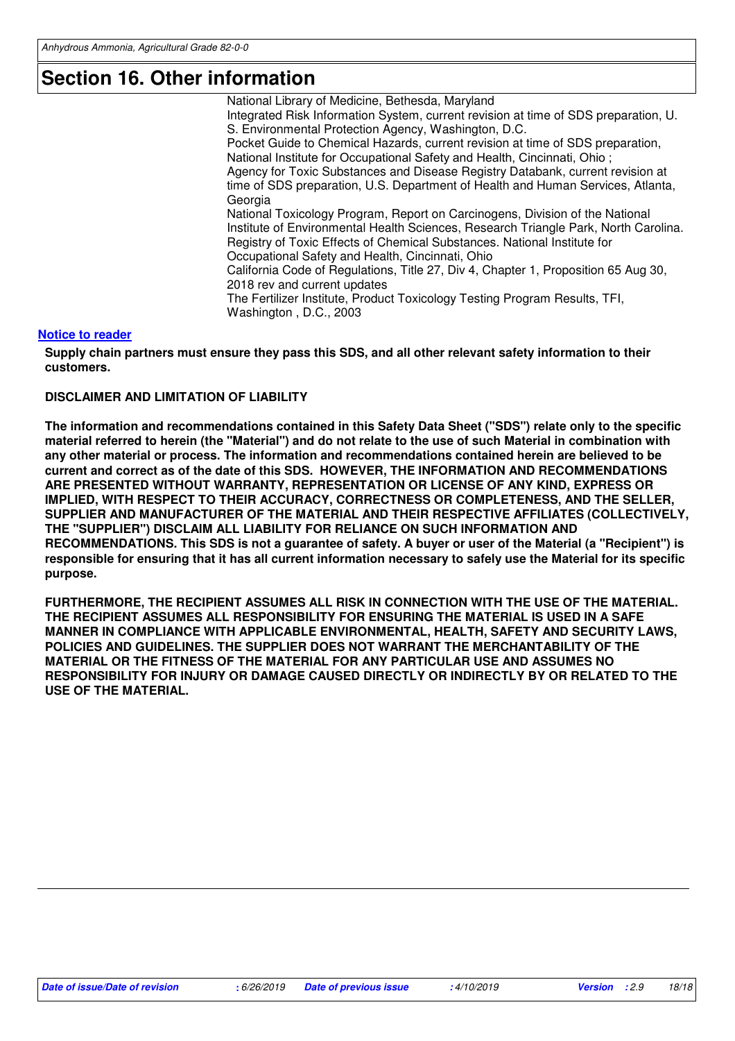# Section 16. Other information

National Library of Medicine, Bethesda, Maryland
Integrated Risk Information System, current revision at time of SDS preparation, U. S. Environmental Protection Agency, Washington, D.C.
Pocket Guide to Chemical Hazards, current revision at time of SDS preparation, National Institute for Occupational Safety and Health, Cincinnati, Ohio ;
Agency for Toxic Substances and Disease Registry Databank, current revision at time of SDS preparation, U.S. Department of Health and Human Services, Atlanta, Georgia
National Toxicology Program, Report on Carcinogens, Division of the National Institute of Environmental Health Sciences, Research Triangle Park, North Carolina.
Registry of Toxic Effects of Chemical Substances. National Institute for Occupational Safety and Health, Cincinnati, Ohio
California Code of Regulations, Title 27, Div 4, Chapter 1, Proposition 65 Aug 30, 2018 rev and current updates
The Fertilizer Institute, Product Toxicology Testing Program Results, TFI, Washington , D.C., 2003

**Notice to reader**

**Supply chain partners must ensure they pass this SDS, and all other relevant safety information to their customers.**

**DISCLAIMER AND LIMITATION OF LIABILITY**

**The information and recommendations contained in this Safety Data Sheet ("SDS") relate only to the specific material referred to herein (the "Material") and do not relate to the use of such Material in combination with any other material or process. The information and recommendations contained herein are believed to be current and correct as of the date of this SDS. HOWEVER, THE INFORMATION AND RECOMMENDATIONS ARE PRESENTED WITHOUT WARRANTY, REPRESENTATION OR LICENSE OF ANY KIND, EXPRESS OR IMPLIED, WITH RESPECT TO THEIR ACCURACY, CORRECTNESS OR COMPLETENESS, AND THE SELLER, SUPPLIER AND MANUFACTURER OF THE MATERIAL AND THEIR RESPECTIVE AFFILIATES (COLLECTIVELY, THE "SUPPLIER") DISCLAIM ALL LIABILITY FOR RELIANCE ON SUCH INFORMATION AND RECOMMENDATIONS. This SDS is not a guarantee of safety. A buyer or user of the Material (a "Recipient") is responsible for ensuring that it has all current information necessary to safely use the Material for its specific purpose.**

**FURTHERMORE, THE RECIPIENT ASSUMES ALL RISK IN CONNECTION WITH THE USE OF THE MATERIAL. THE RECIPIENT ASSUMES ALL RESPONSIBILITY FOR ENSURING THE MATERIAL IS USED IN A SAFE MANNER IN COMPLIANCE WITH APPLICABLE ENVIRONMENTAL, HEALTH, SAFETY AND SECURITY LAWS, POLICIES AND GUIDELINES. THE SUPPLIER DOES NOT WARRANT THE MERCHANTABILITY OF THE MATERIAL OR THE FITNESS OF THE MATERIAL FOR ANY PARTICULAR USE AND ASSUMES NO RESPONSIBILITY FOR INJURY OR DAMAGE CAUSED DIRECTLY OR INDIRECTLY BY OR RELATED TO THE USE OF THE MATERIAL.**